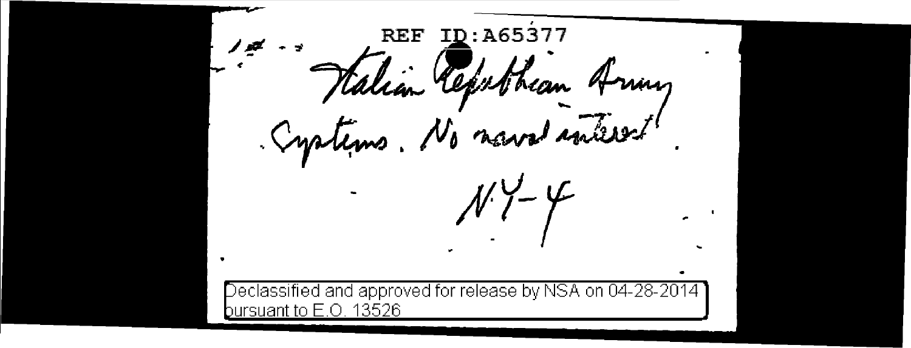REF ID:A65377

Italian Republican Army Systems. No naval interest.

N.Y-4

Declassified and approved for release by NSA on 04-28-2014 pursuant to E.O. 13526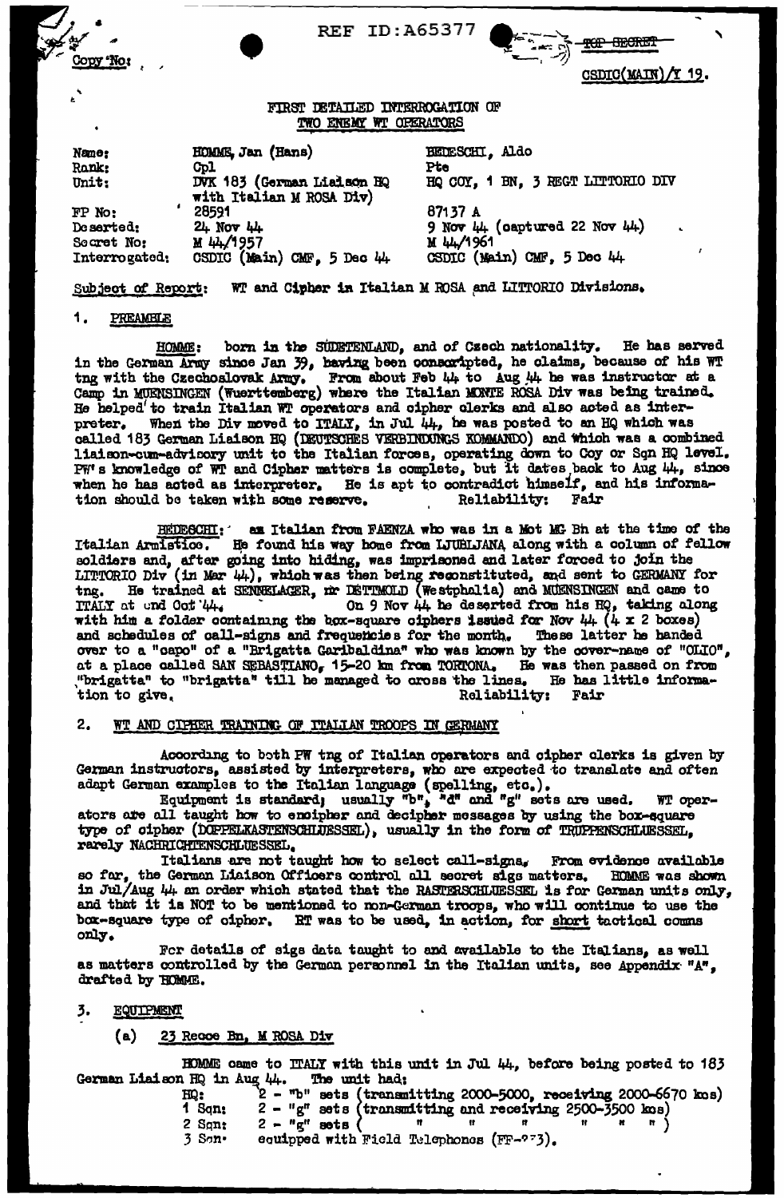REF ID:A65377

TOP SECRET

Copy No:

CSDIC(MAIN)/Y 19.

FIRST DETAILED INTERROGATION OF
TWO ENEMY WT OPERATORS

| | | |
|---|---|---|
| Name: | HOMME, Jan (Hans) | BEDESCHI, Aldo |
| Rank: | Cpl | Pte |
| Unit: | DVK 183 (German Liaison HQ with Italian M ROSA Div) | HQ COY, 1 BN, 3 REGT LITTORIO DIV |
| FP No: | 28591 | 87137 A |
| Deserted: | 24 Nov 44 | 9 Nov 44 (captured 22 Nov 44) |
| Secret No: | M 44/1957 | M 44/1961 |
| Interrogated: | CSDIC (Main) CMF, 5 Dec 44 | CSDIC (Main) CMF, 5 Dec 44 |

Subject of Report: WT and Cipher in Italian M ROSA and LITTORIO Divisions.

## 1. PREAMBLE

HOMME: born in the SUDETENLAND, and of Czech nationality. He has served in the German Army since Jan 39, having been conscripted, he claims, because of his WT tng with the Czechoslovak Army. From about Feb 44 to Aug 44 he was instructor at a Camp in MUENSINGEN (Wuerttemberg) where the Italian MONTE ROSA Div was being trained. He helped to train Italian WT operators and cipher clerks and also acted as interpreter. When the Div moved to ITALY, in Jul 44, he was posted to an HQ which was called 183 German Liaison HQ (DEUTSCHES VERBINDUNGS KOMMANDO) and which was a combined liaison-cum-advisory unit to the Italian forces, operating down to Coy or Sqn HQ level. PW's knowledge of WT and Cipher matters is complete, but it dates back to Aug 44, since when he has acted as interpreter. He is apt to contradict himself, and his information should be taken with some reserve. Reliability: Fair

BEDESCHI: an Italian from FAENZA who was in a Mot MG Bn at the time of the Italian Armistice. He found his way home from LJUBLJANA along with a column of fellow soldiers and, after going into hiding, was imprisoned and later forced to join the LITTORIO Div (in Mar 44), which was then being reconstituted, and sent to GERMANY for tng. He trained at SENNELAGER, nr DETMOLD (Westphalia) and MUENSINGEN and came to ITALY at end Oct 44. On 9 Nov 44 he deserted from his HQ, taking along with him a folder containing the box-square ciphers issued for Nov 44 (4 x 2 boxes) and schedules of call-signs and frequencies for the month. These latter he handed over to a "capo" of a "Brigatta Garibaldina" who was known by the cover-name of "OLIO", at a place called SAN SEBASTIANO, 15-20 km from TORTONA. He was then passed on from "brigatta" to "brigatta" till he managed to cross the lines. He has little information to give. Reliability: Fair

## 2. WT AND CIPHER TRAINING OF ITALIAN TROOPS IN GERMANY

According to both PW tng of Italian operators and cipher clerks is given by German instructors, assisted by interpreters, who are expected to translate and often adapt German examples to the Italian language (spelling, etc.).

Equipment is standard; usually "b", "d" and "g" sets are used. WT operators are all taught how to encipher and decipher messages by using the box-square type of cipher (DOPPELKASTENSCHLUESSEL), usually in the form of TRUPPENSCHLUESSEL, rarely NACHRICHTENSCHLUESSEL.

Italians are not taught how to select call-signs. From evidence available so far, the German Liaison Officers control all secret sigs matters. HOMME was shown in Jul/Aug 44 an order which stated that the RASTERSCHLUESSEL is for German units only, and that it is NOT to be mentioned to non-German troops, who will continue to use the box-square type of cipher. RT was to be used, in action, for <u>short</u> tactical comms only.

For details of sigs data taught to and available to the Italians, as well as matters controlled by the German personnel in the Italian units, see Appendix "A", drafted by HOMME.

## 3. EQUIPMENT

### (a) 23 Recce Bn, M ROSA Div

HOMME came to ITALY with this unit in Jul 44, before being posted to 183 German Liaison HQ in Aug 44. The unit had:

| | |
|---|---|
| HQ: | 2 - "b" sets (transmitting 2000-5000, receiving 2000-6670 kcs) |
| 1 Sqn: | 2 - "g" sets (transmitting and receiving 2500-3500 kcs) |
| 2 Sqn: | 2 - "g" sets ( " " " " " " ) |
| 3 Sqn: | equipped with Field Telephones (FF-?3). |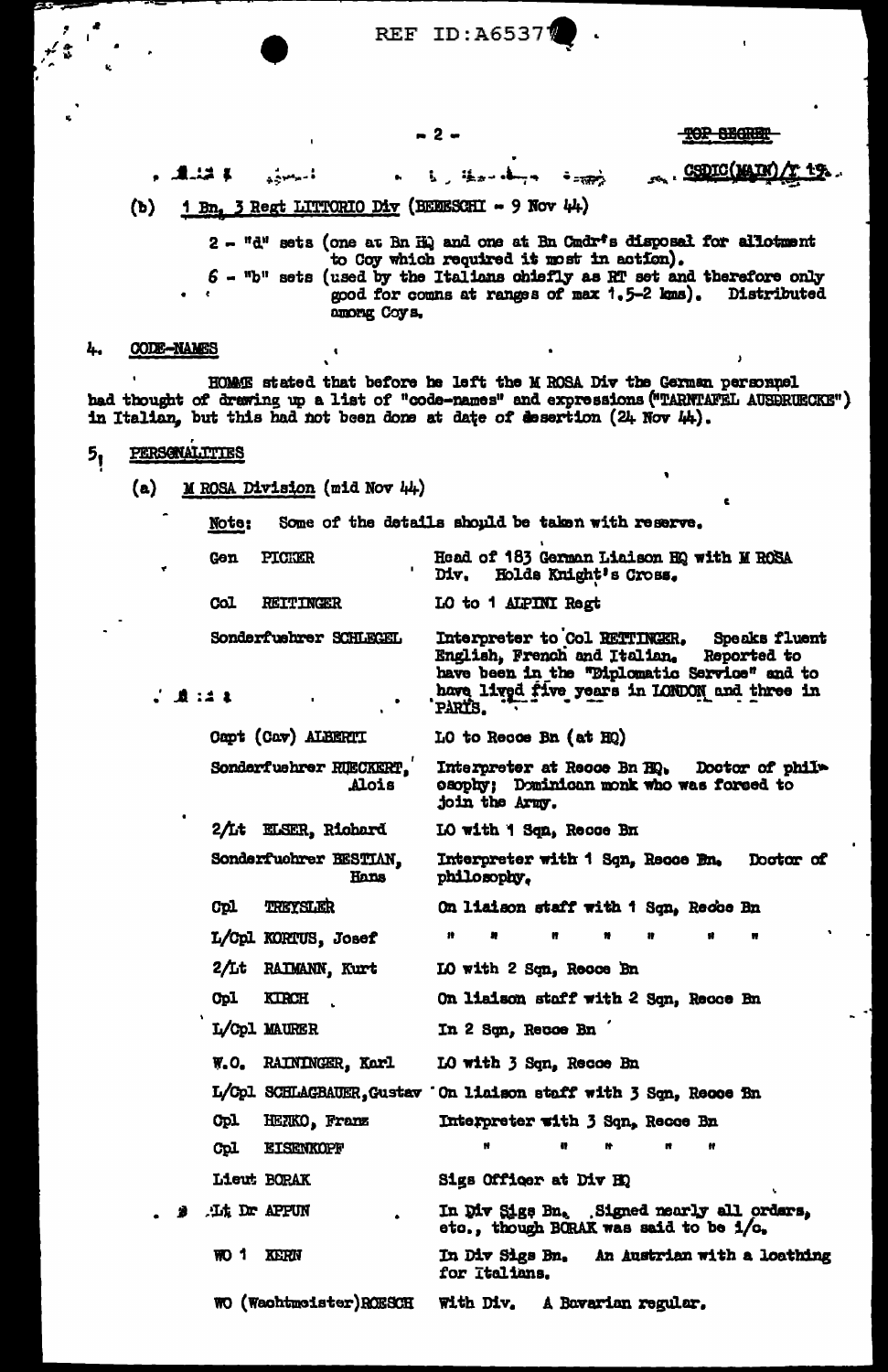(b) 1 Bn, 3 Regt LITTORIO Div (BEBESCHI - 9 Nov 44)

2 - "d" sets (one at Bn HQ and one at Bn Cmdr's disposal for allotment to Coy which required it most in action).

6 - "b" sets (used by the Italians chiefly as RT set and therefore only good for comns at ranges of max 1.5-2 kms). Distributed among Coys.

## 4. CODE-NAMES

HOMME stated that before he left the M ROSA Div the German personnel had thought of drawing up a list of "code-names" and expressions ("TARNTAFEL AUSDRUECKE") in Italian, but this had not been done at date of desertion (24 Nov 44).

## 5. PERSONALITIES

(a) M ROSA Division (mid Nov 44)

Note: Some of the details should be taken with reserve.

| | |
|---|---|
| Gen PICKER | Head of 183 German Liaison HQ with M ROSA Div. Holds Knight's Cross. |
| Col REITTINGER | LO to 1 ALPINI Regt |
| Sonderfuehrer SCHLEGEL | Interpreter to Col REITTINGER. Speaks fluent English, French and Italian. Reported to have been in the "Diplomatic Service" and to have lived five years in LONDON and three in PARIS. |
| Capt (Cav) ALBERTI | LO to Recce Bn (at HQ) |
| Sonderfuehrer RUECKERT, Alois | Interpreter at Recce Bn HQ. Doctor of philosophy; Dominican monk who was forced to join the Army. |
| 2/Lt ELSER, Richard | LO with 1 Sqn, Recce Bn |
| Sonderfuehrer BESTIAN, Hans | Interpreter with 1 Sqn, Recce Bn. Doctor of philosophy. |
| Cpl TREYSLER | On liaison staff with 1 Sqn, Recce Bn |
| L/Cpl KORTUS, Josef | " " " " " " " |
| 2/Lt RAIMANN, Kurt | LO with 2 Sqn, Recce Bn |
| Cpl KIRCH | On liaison staff with 2 Sqn, Recce Bn |
| L/Cpl MAURER | In 2 Sqn, Recce Bn |
| W.O. RAININGER, Karl | LO with 3 Sqn, Recce Bn |
| L/Cpl SCHLAGBAUER, Gustav | On liaison staff with 3 Sqn, Recce Bn |
| Cpl HERKO, Franz | Interpreter with 3 Sqn, Recce Bn |
| Cpl EISENKOPF | " " " " " |
| Lieut BORAK | Sigs Officer at Div HQ |
| Lt Dr APPUN | In Div Sigs Bn. Signed nearly all orders, etc., though BORAK was said to be i/c. |
| WO 1 KERN | In Div Sigs Bn. An Austrian with a loathing for Italians. |
| WO (Wachtmeister) ROESCH | With Div. A Bavarian regular. |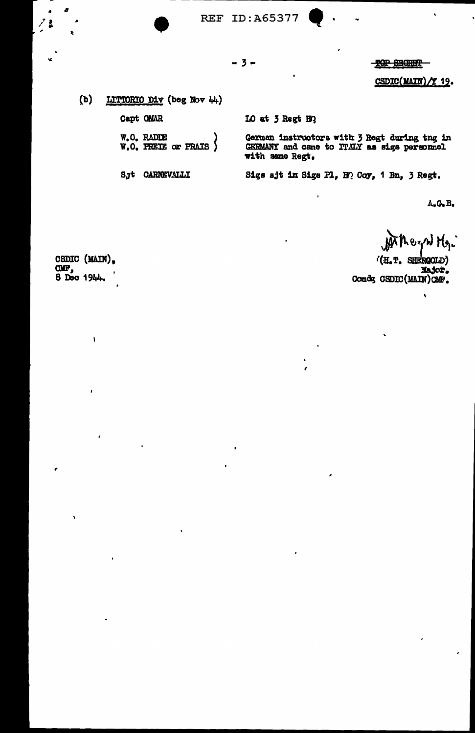REF ID:A65377

TOP SECRET

CSDIC(MAIN)/Y 19.

(b) LITTORIO Div (beg Nov 44)

| | |
|---|---|
| Capt OMAR | LO at 3 Regt HQ |
| W.O. RADDE<br>W.O. PREIE or PRAIS | German instructors with 3 Regt during tng in GERMANY and came to ITALY as sigs personnel with same Regt. |
| Sjt CARNEVALLI | Sigs sjt in Sigs Pl, HQ Coy, 1 Bn, 3 Regt. |

A.G.B.

CSDIC (MAIN),
CMF,
8 Dec 1944.

(H.T. SHERGOLD)
Major.
Comdg CSDIC(MAIN)CMF.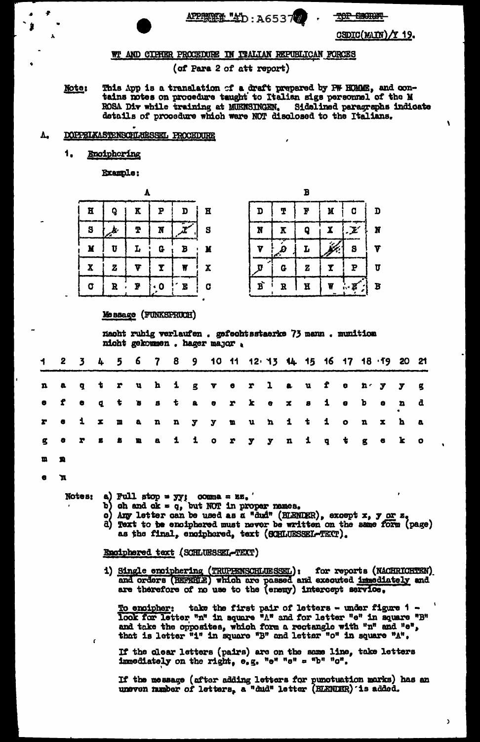APPENDIX "A" D:A6537 · TOP SECRET

CSDIC(MAIN)/Y 19.

## WT AND CIPHER PROCEDURE IN ITALIAN REPUBLICAN FORCES

(of Para 2 of att report)

**Note:** This App is a translation of a draft prepared by PW HOMME, and contains notes on procedure taught to Italian sigs personnel of the M ROSA Div while training at MUENSINGEN. Sidelined paragraphs indicate details of procedure which were NOT disclosed to the Italians.

### A. DOPPELKASTENSCHLUESSEL PROCEDURE

#### 1. Enciphering

Example:

**A**

| | | | | | |
|---|---|---|---|---|---|
| H | Q | K | P | D | H |
| S | A | T | N | I | S |
| M | U | L | G | B | M |
| X | Z | V | Y | W | X |
| C | R | F | O | E | C |

**B**

| | | | | | |
|---|---|---|---|---|---|
| D | T | F | M | C | D |
| N | K | Q | X | I | N |
| V | O | L | A | S | V |
| U | G | Z | Y | P | U |
| B | R | H | W | E | B |

Message (FUNKSPRUCH)

nacht ruhig verlaufen . gefechtsstaerke 73 mann . munition nicht gekommen . hager major .

| 1 | 2 | 3 | 4 | 5 | 6 | 7 | 8 | 9 | 10 | 11 | 12 | 13 | 14 | 15 | 16 | 17 | 18 | 19 | 20 | 21 |
|---|---|---|---|---|---|---|---|---|---|---|---|---|---|---|---|---|---|---|---|---|
| n | a | q | t | r | u | h | i | g | v | e | r | l | a | u | f | e | n | y | y | g |
| e | f | e | q | t | s | s | t | a | e | r | k | e | x | s | i | e | b | e | n | d |
| r | e | i | x | m | a | n | n | y | y | m | u | n | i | t | i | o | n | x | h | a |
| g | e | r | z | z | m | a | i | i | o | r | y | y | n | i | q | t | g | e | k | o |
| m | m | | | | | | | | | | | | | | | | | | | |
| e | n | | | | | | | | | | | | | | | | | | | |

Notes:
a) Full stop = yy; comma = zz.
b) ch and ck = q, but NOT in proper names.
c) Any letter can be used as a "dud" (BLENDER), except x, y or z.
d) Text to be enciphered must never be written on the same form (page) as the final, enciphered, text (SCHLUESSEL-TEXT).

Enciphered text (SCHLUESSEL-TEXT)

i) Single enciphering (TRUPPENSCHLUESSEL): for reports (NACHRICHTEN) and orders (BEFEHLE) which are passed and executed immediately and are therefore of no use to the (enemy) intercept service.

To encipher: take the first pair of letters - under figure 1 - look for letter "n" in square "A" and for letter "e" in square "B" and take the opposites, which form a rectangle with "n" and "e", that is letter "i" in square "B" and letter "o" in square "A".

If the clear letters (pairs) are on the same line, take letters immediately on the right, e.g. "e" "e" = "b" "c".

If the message (after adding letters for punctuation marks) has an uneven number of letters, a "dud" letter (BLENDER) is added.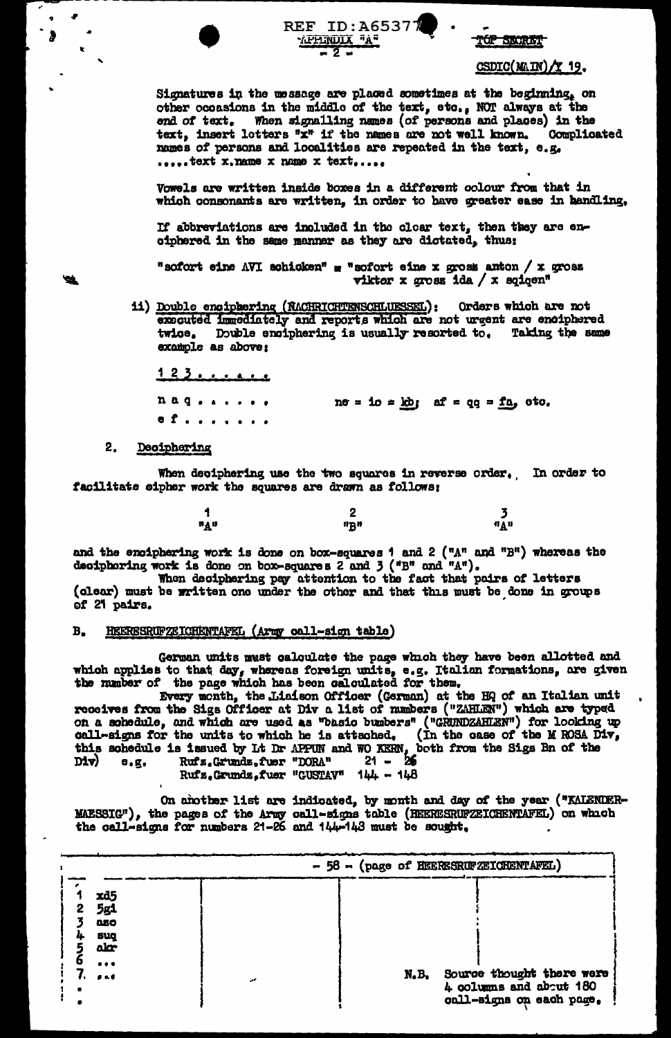Signatures in the message are placed sometimes at the beginning, on other occasions in the middle of the text, etc., NOT always at the end of text. When signalling names (of persons and places) in the text, insert letters "x" if the names are not well known. Complicated names of persons and localities are repeated in the text, e.g. .....text x.name x name x text.....

Vowels are written inside boxes in a different colour from that in which consonants are written, in order to have greater ease in handling.

If abbreviations are included in the clear text, then they are enciphered in the same manner as they are dictated, thus:

"sofort eine AVI schicken" = "sofort eine x gross anton / x gross viktor x gross ida / x sqiqen"

ii) Double enciphering (NACHRICHTENSCHLUESSEL): Orders which are not executed immediately and reports which are not urgent are enciphered twice. Double enciphering is usually resorted to. Taking the same example as above:

1 2 3 . . . . . .

n a q . . . . . . .        ne = io = kb; af = qq = fa, etc.

e f . . . . . . . .

## 2. Deciphering

When deciphering use the two squares in reverse order. In order to facilitate cipher work the squares are drawn as follows:

| 1 | 2 | 3 |
|---|---|---|
| "A" | "B" | "A" |

and the enciphering work is done on box-squares 1 and 2 ("A" and "B") whereas the deciphering work is done on box-squares 2 and 3 ("B" and "A").

When deciphering pay attention to the fact that pairs of letters (clear) must be written one under the other and that this must be done in groups of 21 pairs.

## B. HEERESRUFZEICHENTAFEL (Army call-sign table)

German units must calculate the page which they have been allotted and which applies to that day, whereas foreign units, e.g. Italian formations, are given the number of the page which has been calculated for them.

Every month, the Liaison Officer (German) at the HQ of an Italian unit receives from the Sigs Officer at Div a list of numbers ("ZAHLEN") which are typed on a schedule, and which are used as "basic numbers" ("GRUNDZAHLEN") for looking up call-signs for the units to which he is attached. (In the case of the M ROSA Div, this schedule is issued by Lt Dr APPUN and WO KERN, both from the Sigs Bn of the Div) e.g. Rufz.Grunds.fuer "DORA" 21 - 26
Rufz.Grunds.fuer "GUSTAV" 144 - 148

On another list are indicated, by month and day of the year ("KALENDERMAESSIG"), the pages of the Army call-signs table (HEERESRUFZEICHENTAFEL) on which the call-signs for numbers 21-26 and 144-148 must be sought.

| - 58 - (page of HEERESRUFZEICHENTAFEL) | | | |
|---|---|---|---|
| 1 xd5<br>2 5gi<br>3 aso<br>4 suq<br>5 akr<br>6 ...<br>7. ...<br>.<br>. | | | N.B. Source thought there were 4 columns and about 180 call-signs on each page. |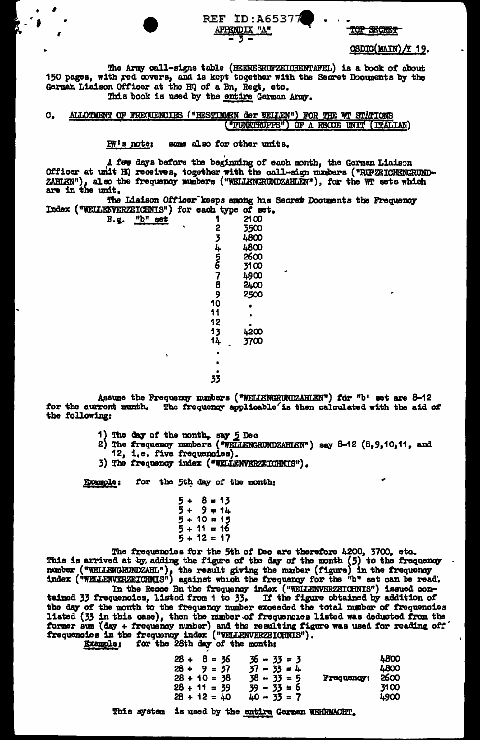The Army call-signs table (HEERESRUFZEICHENTAFEL) is a book of about 150 pages, with red covers, and is kept together with the Secret Documents by the German Liaison Officer at the HQ of a Bn, Regt, etc.

This book is used by the entire German Army.

## C. ALLOTMENT OF FREQUENCIES ("BESTIMMEN der WELLEN") FOR THE WT STATIONS ("FUNKTRUPPS") OF A RECCE UNIT (ITALIAN)

PW's note: same also for other units.

A few days before the beginning of each month, the German Liaison Officer at unit HQ receives, together with the call-sign numbers ("RUFZEICHENGRUNDZAHLEN"), also the frequency numbers ("WELLENGRUNDZAHLEN"), for the WT sets which are in the unit.

The Liaison Officer keeps among his Secret Documents the Frequency Index ("WELLENVERZEICHNIS") for each type of set.

E.g. "b" set

| | |
|---|---|
| 1 | 2100 |
| 2 | 3500 |
| 3 | 4800 |
| 4 | 4800 |
| 5 | 2600 |
| 6 | 3100 |
| 7 | 4900 |
| 8 | 2400 |
| 9 | 2500 |
| 10 | . |
| 11 | . |
| 12 | . |
| 13 | 4200 |
| 14 | 3700 |
| . | |
| . | |
| . | |
| 33 | |

Assume the Frequency numbers ("WELLENGRUNDZAHLEN") for "b" set are 8-12 for the current month. The frequency applicable is then calculated with the aid of the following:

1) The day of the month, say 5 Dec
2) The frequency numbers ("WELLENGRUNDZAHLEN") say 8-12 (8,9,10,11, and 12, i.e. five frequencies).
3) The frequency index ("WELLENVERZEICHNIS").

Example: for the 5th day of the month:

5 + 8 = 13
5 + 9 = 14
5 + 10 = 15
5 + 11 = 16
5 + 12 = 17

The frequencies for the 5th of Dec are therefore 4200, 3700, etc. This is arrived at by adding the figure of the day of the month (5) to the frequency number ("WELLENGRUNDZAHL"), the result giving the number (figure) in the frequency index ("WELLENVERZEICHNIS") against which the frequency for the "b" set can be read.

In the Recce Bn the frequency index ("WELLENVERZEICHNIS") issued contained 33 frequencies, listed from 1 to 33. If the figure obtained by addition of the day of the month to the frequency number exceeded the total number of frequencies listed (33 in this case), then the number of frequencies listed was deducted from the former sum (day + frequency number) and the resulting figure was used for reading off frequencies in the frequency index ("WELLENVERZEICHNIS").

Example: for the 28th day of the month:

| | | | |
|---|---|---|---|
| 28 + 8 = 36 | 36 - 33 = 3 | | 4800 |
| 28 + 9 = 37 | 37 - 33 = 4 | | 4800 |
| 28 + 10 = 38 | 38 - 33 = 5 | Frequency: | 2600 |
| 28 + 11 = 39 | 39 - 33 = 6 | | 3100 |
| 28 + 12 = 40 | 40 - 33 = 7 | | 4900 |

This system is used by the entire German WEHRMACHT.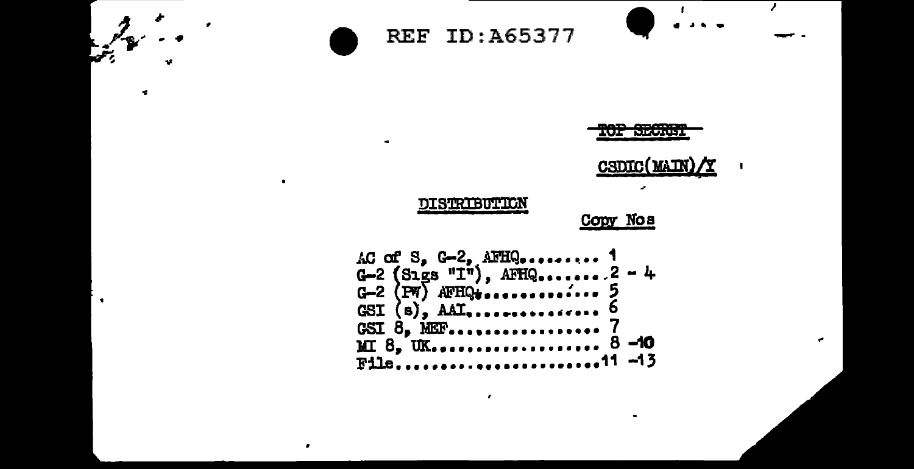REF ID:A65377

~~TOP SECRET~~

CSDIC(MAIN)/Y

DISTRIBUTION

| | Copy Nos |
|---|---|
| AC of S, G-2, AFHQ......... | 1 |
| G-2 (Sigs "I"), AFHQ........ | 2 - 4 |
| G-2 (PW) AFHQ............. | 5 |
| GSI (s), AAI............... | 6 |
| GSI 8, MEF................. | 7 |
| MI 8, UK................... | 8 -10 |
| File....................... | 11 -13 |